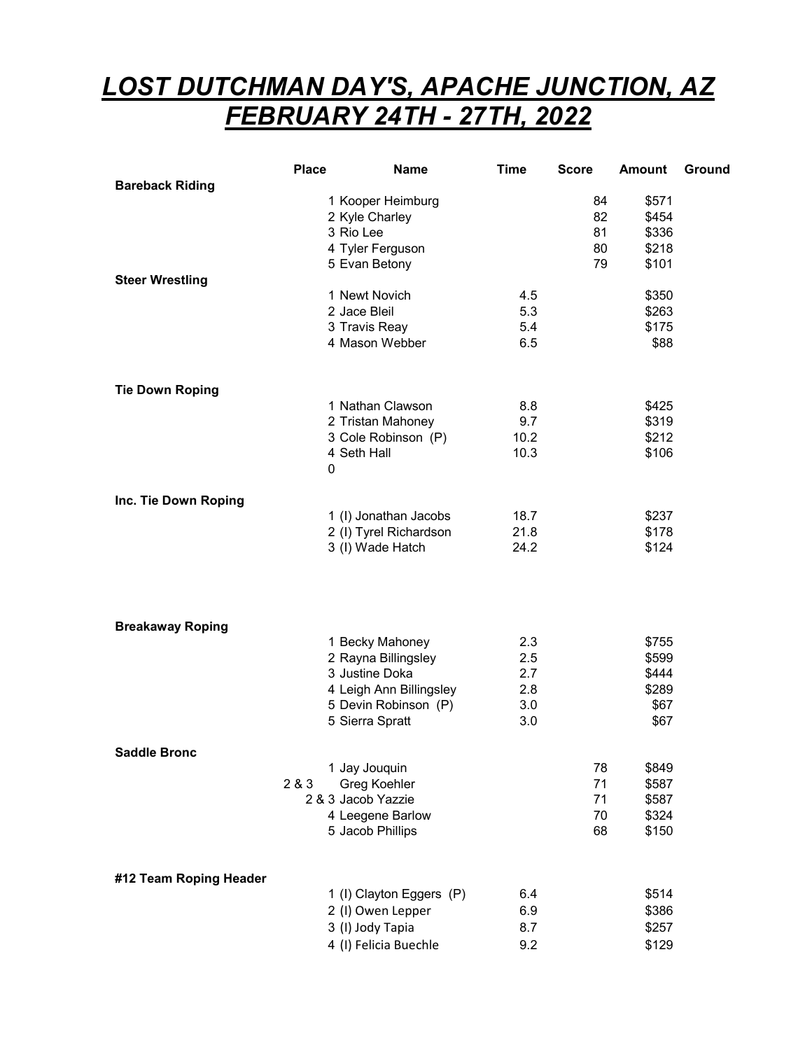# *LOST DUTCHMAN DAY'S, APACHE JUNCTION, AZ*
# *FEBRUARY 24TH - 27TH, 2022*

| | Place | Name | Time | Score | Amount | Ground |
|---|---|---|---|---|---|---|
| **Bareback Riding** | | | | | | |
| | 1 | Kooper Heimburg | | 84 | $571 | |
| | 2 | Kyle Charley | | 82 | $454 | |
| | 3 | Rio Lee | | 81 | $336 | |
| | 4 | Tyler Ferguson | | 80 | $218 | |
| | 5 | Evan Betony | | 79 | $101 | |
| **Steer Wrestling** | | | | | | |
| | 1 | Newt Novich | 4.5 | | $350 | |
| | 2 | Jace Bleil | 5.3 | | $263 | |
| | 3 | Travis Reay | 5.4 | | $175 | |
| | 4 | Mason Webber | 6.5 | | $88 | |
| **Tie Down Roping** | | | | | | |
| | 1 | Nathan Clawson | 8.8 | | $425 | |
| | 2 | Tristan Mahoney | 9.7 | | $319 | |
| | 3 | Cole Robinson (P) | 10.2 | | $212 | |
| | 4 | Seth Hall | 10.3 | | $106 | |
| | 0 | | | | | |
| **Inc. Tie Down Roping** | | | | | | |
| | 1 | (I) Jonathan Jacobs | 18.7 | | $237 | |
| | 2 | (I) Tyrel Richardson | 21.8 | | $178 | |
| | 3 | (I) Wade Hatch | 24.2 | | $124 | |
| **Breakaway Roping** | | | | | | |
| | 1 | Becky Mahoney | 2.3 | | $755 | |
| | 2 | Rayna Billingsley | 2.5 | | $599 | |
| | 3 | Justine Doka | 2.7 | | $444 | |
| | 4 | Leigh Ann Billingsley | 2.8 | | $289 | |
| | 5 | Devin Robinson (P) | 3.0 | | $67 | |
| | 5 | Sierra Spratt | 3.0 | | $67 | |
| **Saddle Bronc** | | | | | | |
| | 1 | Jay Jouquin | | 78 | $849 | |
| | 2 & 3 | Greg Koehler | | 71 | $587 | |
| | 2 & 3 | Jacob Yazzie | | 71 | $587 | |
| | 4 | Leegene Barlow | | 70 | $324 | |
| | 5 | Jacob Phillips | | 68 | $150 | |
| **#12 Team Roping Header** | | | | | | |
| | 1 | (I) Clayton Eggers (P) | 6.4 | | $514 | |
| | 2 | (I) Owen Lepper | 6.9 | | $386 | |
| | 3 | (I) Jody Tapia | 8.7 | | $257 | |
| | 4 | (I) Felicia Buechle | 9.2 | | $129 | |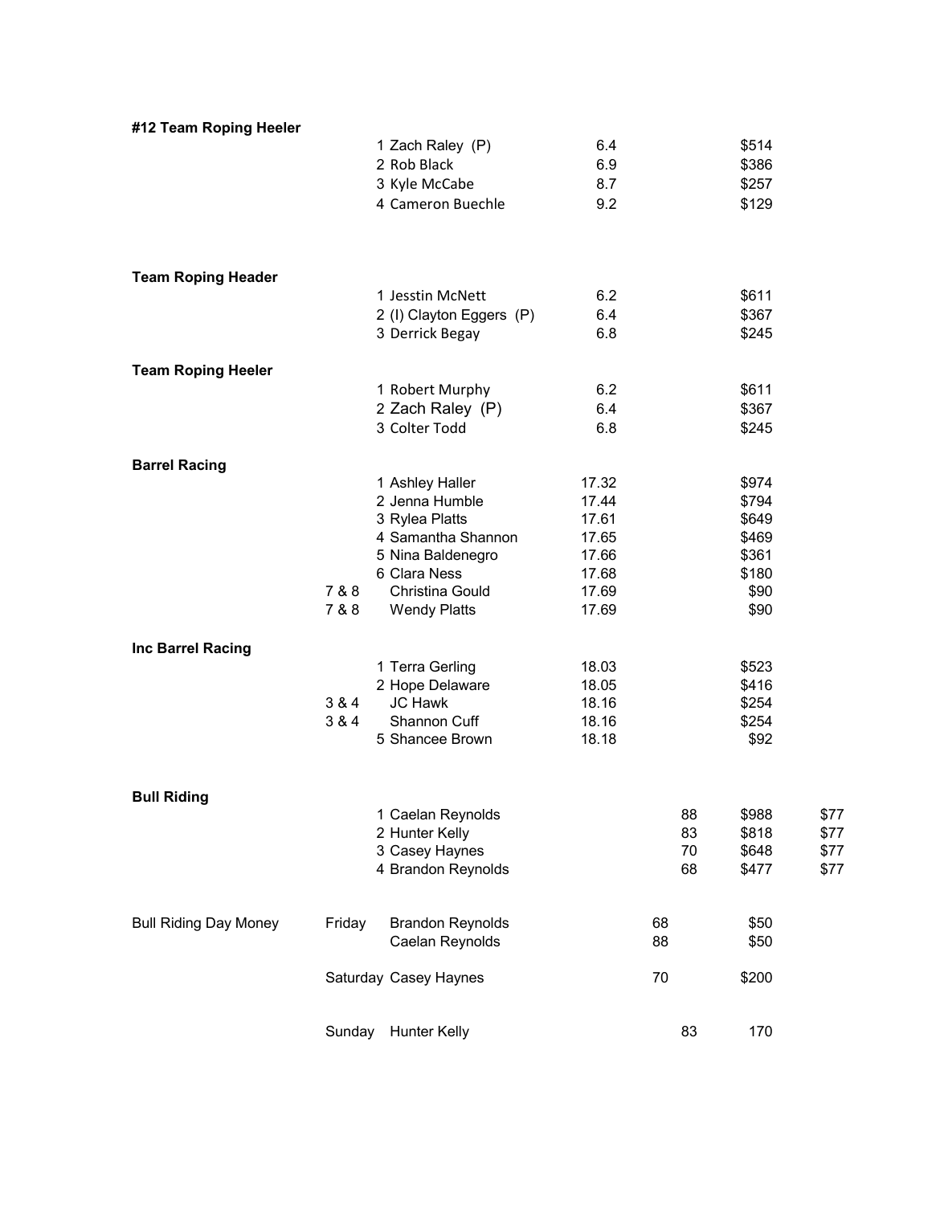**#12 Team Roping Heeler**

| | | | | | |
|---|---|---|---|---|---|
| | 1 Zach Raley (P) | 6.4 | | $514 | |
| | 2 Rob Black | 6.9 | | $386 | |
| | 3 Kyle McCabe | 8.7 | | $257 | |
| | 4 Cameron Buechle | 9.2 | | $129 | |

**Team Roping Header**

| | | | | | |
|---|---|---|---|---|---|
| | 1 Jesstin McNett | 6.2 | | $611 | |
| | 2 (I) Clayton Eggers (P) | 6.4 | | $367 | |
| | 3 Derrick Begay | 6.8 | | $245 | |

**Team Roping Heeler**

| | | | | | |
|---|---|---|---|---|---|
| | 1 Robert Murphy | 6.2 | | $611 | |
| | 2 Zach Raley (P) | 6.4 | | $367 | |
| | 3 Colter Todd | 6.8 | | $245 | |

**Barrel Racing**

| | | | | | |
|---|---|---|---|---|---|
| | 1 Ashley Haller | 17.32 | | $974 | |
| | 2 Jenna Humble | 17.44 | | $794 | |
| | 3 Rylea Platts | 17.61 | | $649 | |
| | 4 Samantha Shannon | 17.65 | | $469 | |
| | 5 Nina Baldenegro | 17.66 | | $361 | |
| | 6 Clara Ness | 17.68 | | $180 | |
| 7 & 8 | Christina Gould | 17.69 | | $90 | |
| 7 & 8 | Wendy Platts | 17.69 | | $90 | |

**Inc Barrel Racing**

| | | | | | |
|---|---|---|---|---|---|
| | 1 Terra Gerling | 18.03 | | $523 | |
| | 2 Hope Delaware | 18.05 | | $416 | |
| 3 & 4 | JC Hawk | 18.16 | | $254 | |
| 3 & 4 | Shannon Cuff | 18.16 | | $254 | |
| | 5 Shancee Brown | 18.18 | | $92 | |

**Bull Riding**

| | | | | | |
|---|---|---|---|---|---|
| | 1 Caelan Reynolds | | 88 | $988 | $77 |
| | 2 Hunter Kelly | | 83 | $818 | $77 |
| | 3 Casey Haynes | | 70 | $648 | $77 |
| | 4 Brandon Reynolds | | 68 | $477 | $77 |

Bull Riding Day Money

| | | | | |
|---|---|---|---|---|
| Friday | Brandon Reynolds | 68 | | $50 |
| | Caelan Reynolds | 88 | | $50 |
| Saturday | Casey Haynes | 70 | | $200 |
| Sunday | Hunter Kelly | | 83 | 170 |